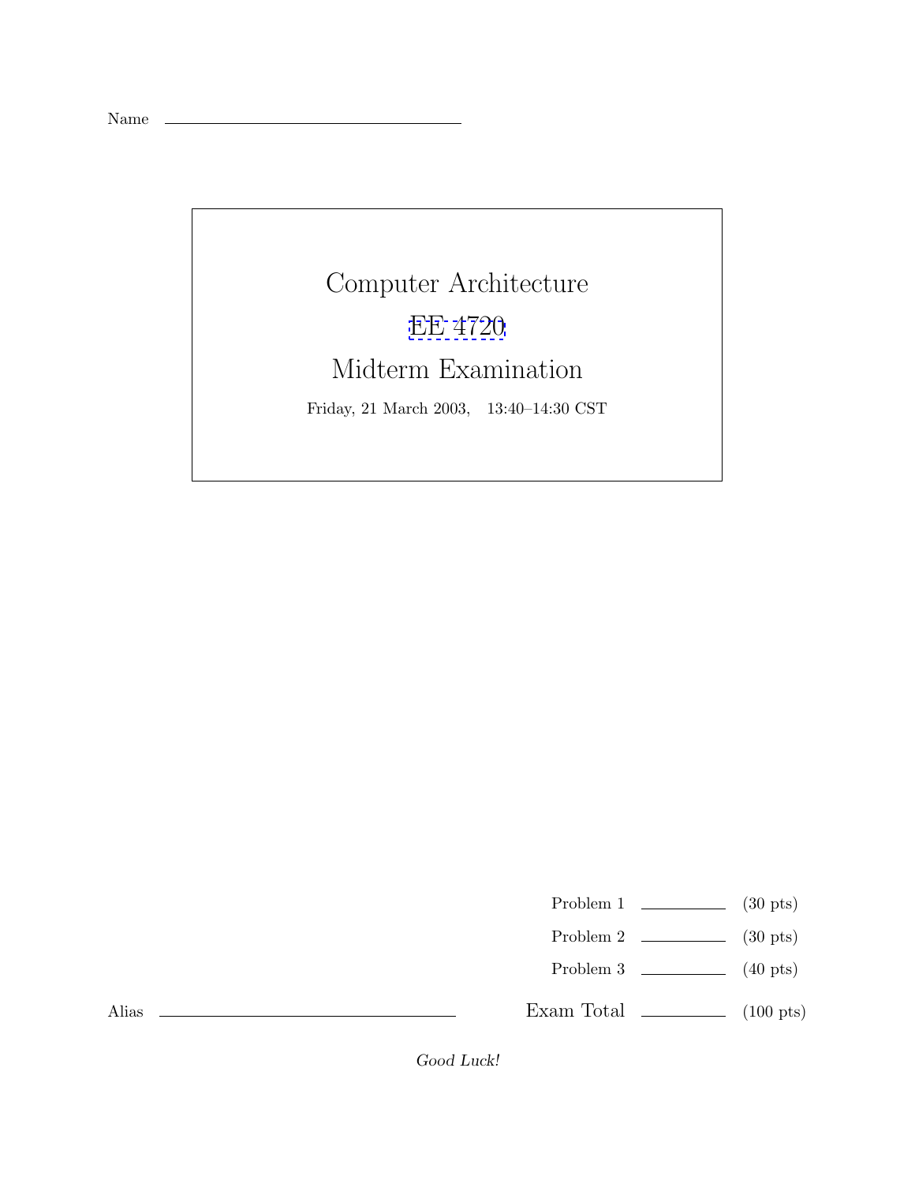Name \_\_\_\_\_\_\_\_\_\_\_\_\_\_\_\_\_\_\_\_\_\_\_\_\_\_\_\_\_\_

# Computer Architecture

# EE 4720

# Midterm Examination

Friday, 21 March 2003, 13:40–14:30 CST

| | | |
|---|---|---|
| Problem 1 | \_\_\_\_\_\_\_\_\_\_ | (30 pts) |
| Problem 2 | \_\_\_\_\_\_\_\_\_\_ | (30 pts) |
| Problem 3 | \_\_\_\_\_\_\_\_\_\_ | (40 pts) |
| Exam Total | \_\_\_\_\_\_\_\_\_\_ | (100 pts) |

Alias \_\_\_\_\_\_\_\_\_\_\_\_\_\_\_\_\_\_\_\_\_\_\_\_\_\_\_\_\_\_

*Good Luck!*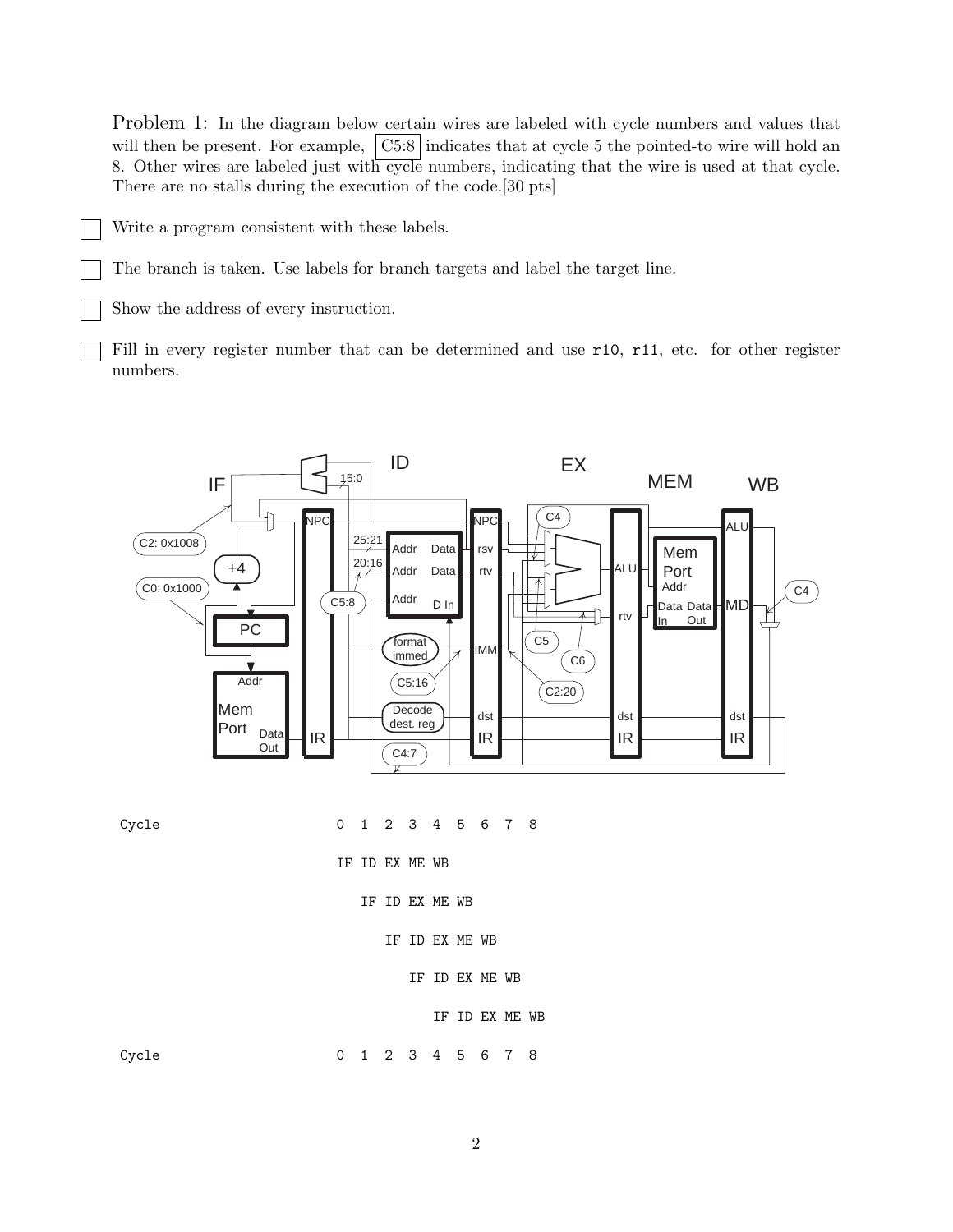Problem 1: In the diagram below certain wires are labeled with cycle numbers and values that will then be present. For example, C5:8 indicates that at cycle 5 the pointed-to wire will hold an 8. Other wires are labeled just with cycle numbers, indicating that the wire is used at that cycle. There are no stalls during the execution of the code.[30 pts]

- [ ] Write a program consistent with these labels.
- [ ] The branch is taken. Use labels for branch targets and label the target line.
- [ ] Show the address of every instruction.
- [ ] Fill in every register number that can be determined and use `r10`, `r11`, etc. for other register numbers.

```
Cycle                   0  1  2  3  4  5  6  7  8

                        IF ID EX ME WB

                           IF ID EX ME WB

                              IF ID EX ME WB

                                 IF ID EX ME WB

                                    IF ID EX ME WB

Cycle                   0  1  2  3  4  5  6  7  8
```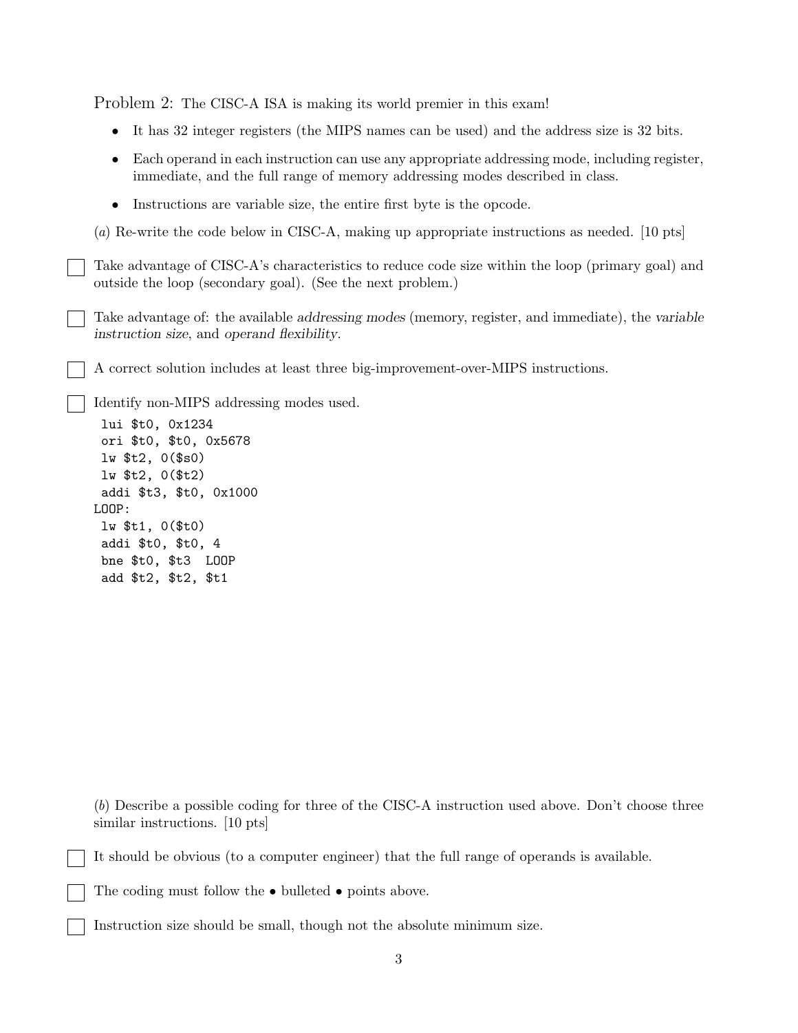Problem 2: The CISC-A ISA is making its world premier in this exam!

- It has 32 integer registers (the MIPS names can be used) and the address size is 32 bits.
- Each operand in each instruction can use any appropriate addressing mode, including register, immediate, and the full range of memory addressing modes described in class.
- Instructions are variable size, the entire first byte is the opcode.

(*a*) Re-write the code below in CISC-A, making up appropriate instructions as needed. [10 pts]

☐ Take advantage of CISC-A's characteristics to reduce code size within the loop (primary goal) and outside the loop (secondary goal). (See the next problem.)

☐ Take advantage of: the available *addressing modes* (memory, register, and immediate), the *variable instruction size*, and *operand flexibility*.

☐ A correct solution includes at least three big-improvement-over-MIPS instructions.

☐ Identify non-MIPS addressing modes used.

```
 lui $t0, 0x1234
 ori $t0, $t0, 0x5678
 lw $t2, 0($s0)
 lw $t2, 0($t2)
 addi $t3, $t0, 0x1000
LOOP:
 lw $t1, 0($t0)
 addi $t0, $t0, 4
 bne $t0, $t3  LOOP
 add $t2, $t2, $t1
```

(*b*) Describe a possible coding for three of the CISC-A instruction used above. Don't choose three similar instructions. [10 pts]

☐ It should be obvious (to a computer engineer) that the full range of operands is available.

☐ The coding must follow the • bulleted • points above.

☐ Instruction size should be small, though not the absolute minimum size.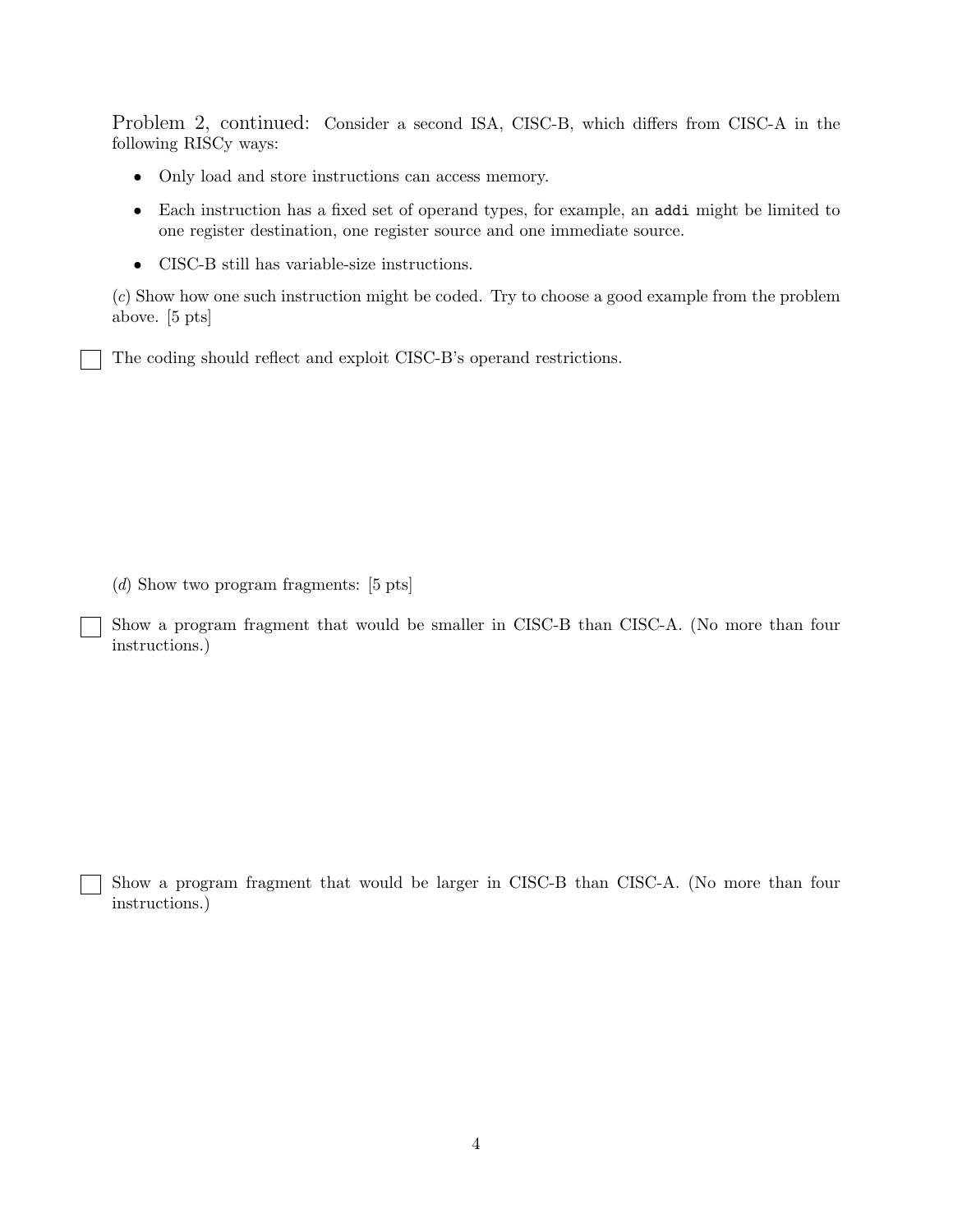Problem 2, continued: Consider a second ISA, CISC-B, which differs from CISC-A in the following RISCy ways:

- Only load and store instructions can access memory.
- Each instruction has a fixed set of operand types, for example, an `addi` might be limited to one register destination, one register source and one immediate source.
- CISC-B still has variable-size instructions.

(*c*) Show how one such instruction might be coded. Try to choose a good example from the problem above. [5 pts]

☐ The coding should reflect and exploit CISC-B's operand restrictions.

(*d*) Show two program fragments: [5 pts]

☐ Show a program fragment that would be smaller in CISC-B than CISC-A. (No more than four instructions.)

☐ Show a program fragment that would be larger in CISC-B than CISC-A. (No more than four instructions.)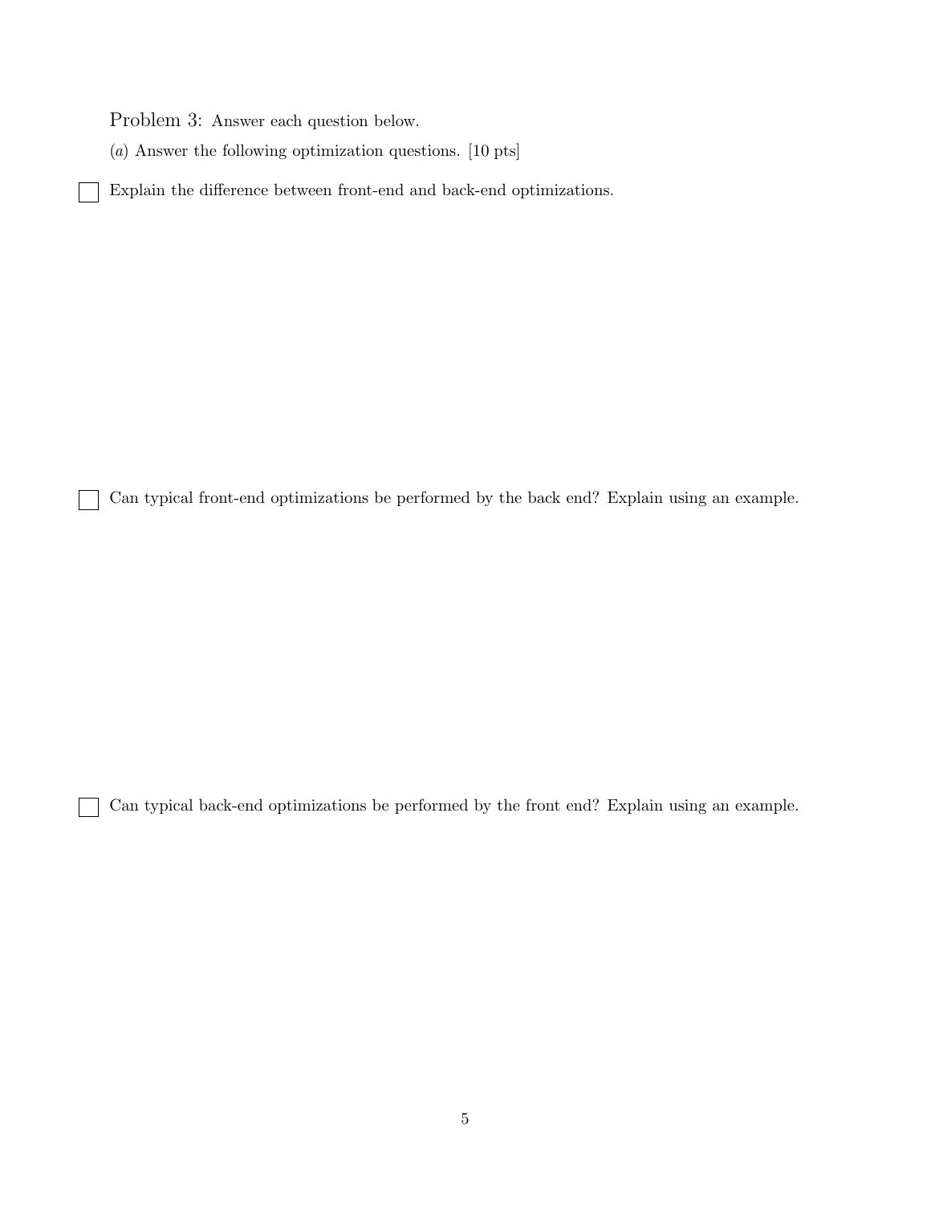Problem 3: Answer each question below.

(*a*) Answer the following optimization questions. [10 pts]

☐ Explain the difference between front-end and back-end optimizations.

☐ Can typical front-end optimizations be performed by the back end? Explain using an example.

☐ Can typical back-end optimizations be performed by the front end? Explain using an example.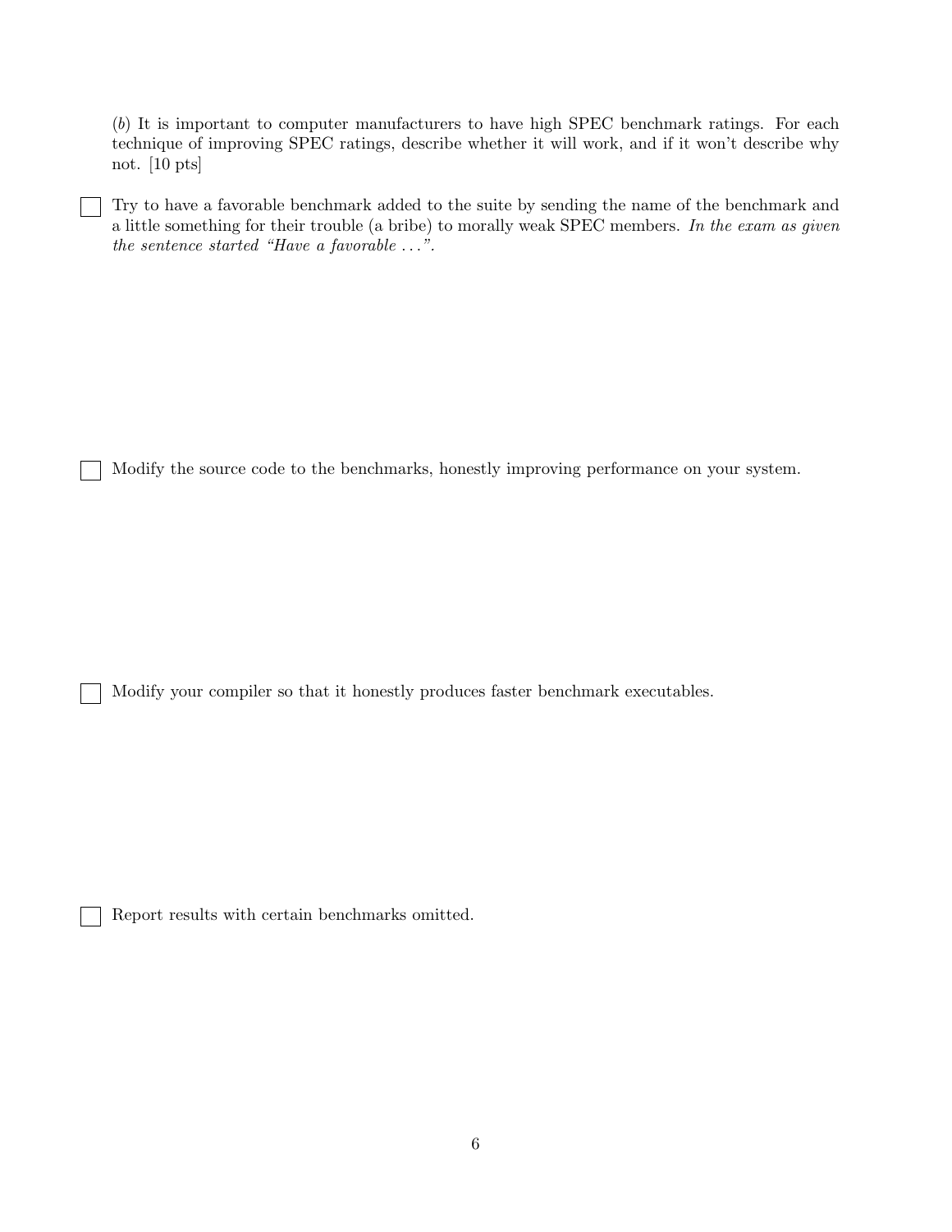(*b*) It is important to computer manufacturers to have high SPEC benchmark ratings. For each technique of improving SPEC ratings, describe whether it will work, and if it won't describe why not. [10 pts]

- [ ] Try to have a favorable benchmark added to the suite by sending the name of the benchmark and a little something for their trouble (a bribe) to morally weak SPEC members. *In the exam as given the sentence started "Have a favorable ...".*

- [ ] Modify the source code to the benchmarks, honestly improving performance on your system.

- [ ] Modify your compiler so that it honestly produces faster benchmark executables.

- [ ] Report results with certain benchmarks omitted.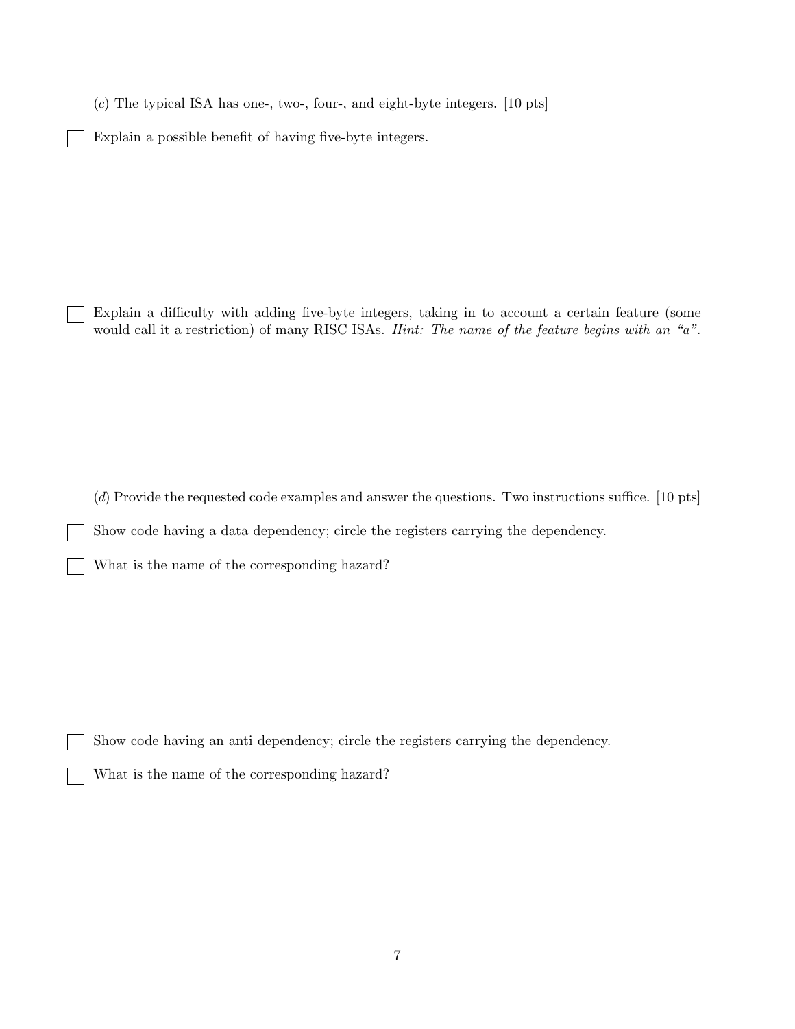(*c*) The typical ISA has one-, two-, four-, and eight-byte integers. [10 pts]

☐ Explain a possible benefit of having five-byte integers.

☐ Explain a difficulty with adding five-byte integers, taking in to account a certain feature (some would call it a restriction) of many RISC ISAs. *Hint: The name of the feature begins with an "a".*

(*d*) Provide the requested code examples and answer the questions. Two instructions suffice. [10 pts]

☐ Show code having a data dependency; circle the registers carrying the dependency.

☐ What is the name of the corresponding hazard?

☐ Show code having an anti dependency; circle the registers carrying the dependency.

☐ What is the name of the corresponding hazard?